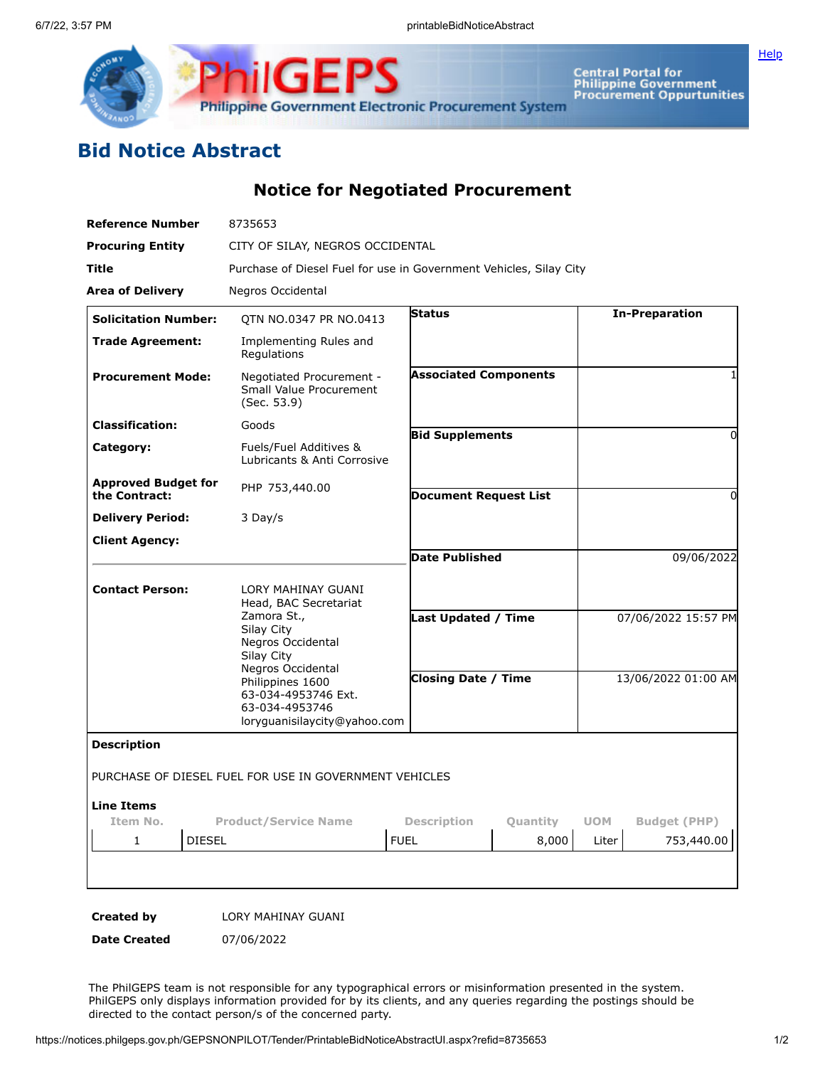# Bid Notice Abstract

## Notice for Negotiated Procurement

| | |
|---|---|
| **Reference Number** | 8735653 |
| **Procuring Entity** | CITY OF SILAY, NEGROS OCCIDENTAL |
| **Title** | Purchase of Diesel Fuel for use in Government Vehicles, Silay City |
| **Area of Delivery** | Negros Occidental |

| | | | |
|---|---|---|---|
| **Solicitation Number:** | QTN NO.0347 PR NO.0413 | **Status** | In-Preparation |
| **Trade Agreement:** | Implementing Rules and Regulations | | |
| **Procurement Mode:** | Negotiated Procurement - Small Value Procurement (Sec. 53.9) | **Associated Components** | 1 |
| **Classification:** | Goods | **Bid Supplements** | 0 |
| **Category:** | Fuels/Fuel Additives & Lubricants & Anti Corrosive | | |
| **Approved Budget for the Contract:** | PHP 753,440.00 | **Document Request List** | 0 |
| **Delivery Period:** | 3 Day/s | | |
| **Client Agency:** | | **Date Published** | 09/06/2022 |
| **Contact Person:** | LORY MAHINAY GUANI<br>Head, BAC Secretariat<br>Zamora St.,<br>Silay City<br>Negros Occidental<br>Silay City<br>Negros Occidental<br>Philippines 1600<br>63-034-4953746 Ext.<br>63-034-4953746<br>loryguanisilaycity@yahoo.com | **Last Updated / Time** | 07/06/2022 15:57 PM |
| | | **Closing Date / Time** | 13/06/2022 01:00 AM |

**Description**

PURCHASE OF DIESEL FUEL FOR USE IN GOVERNMENT VEHICLES

**Line Items**

| Item No. | Product/Service Name | Description | Quantity | UOM | Budget (PHP) |
|---|---|---|---|---|---|
| 1 | DIESEL | FUEL | 8,000 | Liter | 753,440.00 |

| | |
|---|---|
| **Created by** | LORY MAHINAY GUANI |
| **Date Created** | 07/06/2022 |

The PhilGEPS team is not responsible for any typographical errors or misinformation presented in the system. PhilGEPS only displays information provided for by its clients, and any queries regarding the postings should be directed to the contact person/s of the concerned party.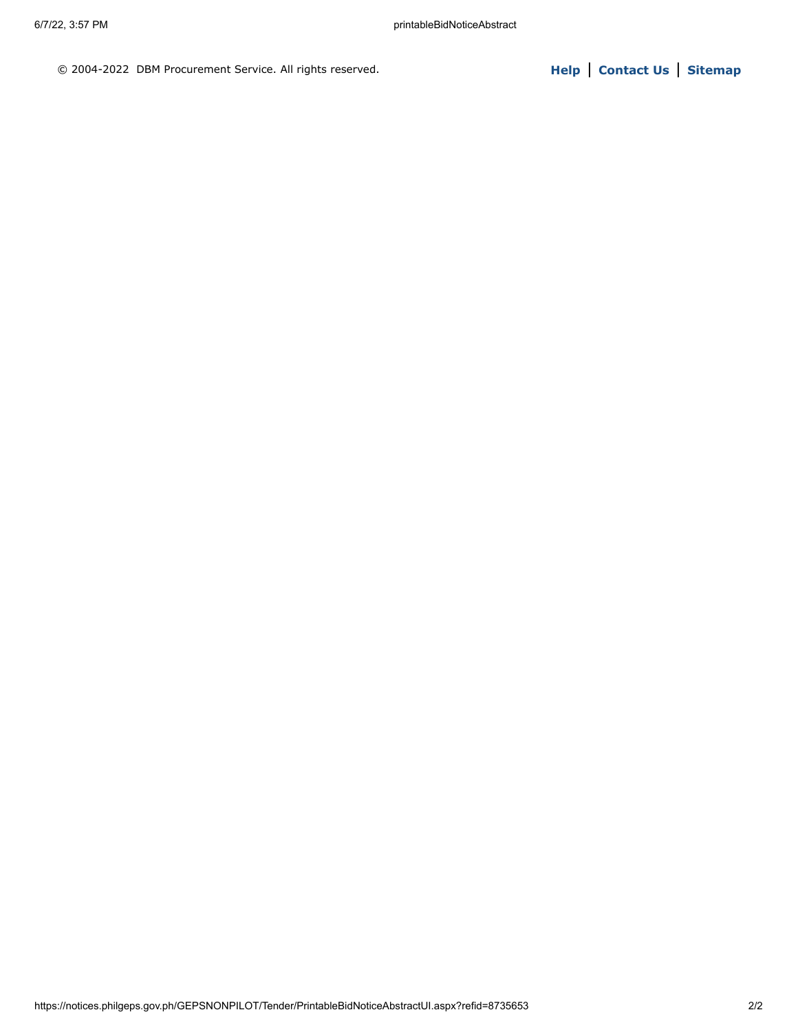© 2004-2022 DBM Procurement Service. All rights reserved.

**Help** | **Contact Us** | **Sitemap**